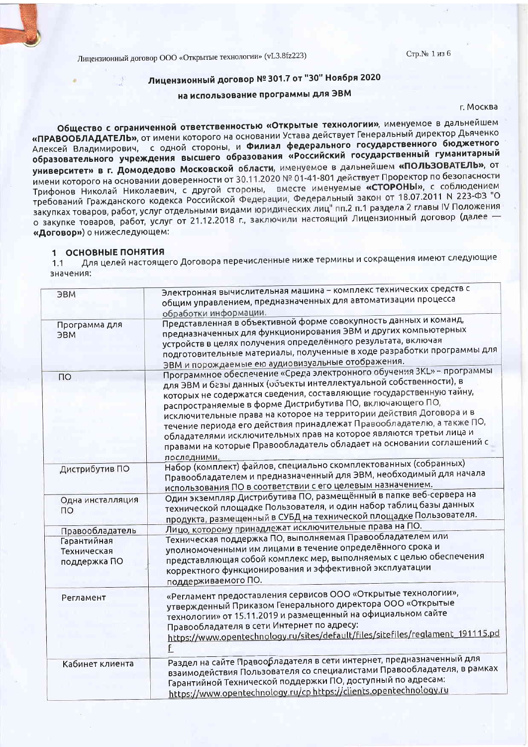# Лицензионный договор № 301.7 от "30" Ноября 2020

## на использование программы для ЭВМ

г. Москва

**Общество с ограниченной ответственностью «Открытые технологии»**, именуемое в дальнейшем **«ПРАВООБЛАДАТЕЛЬ»**, от имени которого на основании Устава действует Генеральный директор Дьяченко Алексей Владимирович, с одной стороны, и **Филиал федерального государственного бюджетного образовательного учреждения высшего образования «Российский государственный гуманитарный университет» в г. Домодедово Московской области**, именуемое в дальнейшем **«ПОЛЬЗОВАТЕЛЬ»**, от имени которого на основании доверенности от 30.11.2020 № 01-41-801 действует Проректор по безопасности Трифонов Николай Николаевич, с другой стороны, вместе именуемые **«СТОРОНЫ»**, с соблюдением требований Гражданского кодекса Российской Федерации, Федеральный закон от 18.07.2011 N 223-ФЗ "О закупках товаров, работ, услуг отдельными видами юридических лиц" пп.2 п.1 раздела 2 главы IV Положения о закупке товаров, работ, услуг от 21.12.2018 г., заключили настоящий Лицензионный договор (далее — **«Договор»**) о нижеследующем:

## 1 ОСНОВНЫЕ ПОНЯТИЯ

1.1 Для целей настоящего Договора перечисленные ниже термины и сокращения имеют следующие значения:

| | |
|---|---|
| ЭВМ | Электронная вычислительная машина – комплекс технических средств с общим управлением, предназначенных для автоматизации процесса обработки информации. |
| Программа для ЭВМ | Представленная в объективной форме совокупность данных и команд, предназначенных для функционирования ЭВМ и других компьютерных устройств в целях получения определённого результата, включая подготовительные материалы, полученные в ходе разработки программы для ЭВМ и порождаемые ею аудиовизуальные отображения. |
| ПО | Программное обеспечение «Среда электронного обучения 3KL» - программы для ЭВМ и базы данных (объекты интеллектуальной собственности), в которых не содержатся сведения, составляющие государственную тайну, распространяемые в форме Дистрибутива ПО, включающего ПО, исключительные права на которое на территории действия Договора и в течение периода его действия принадлежат Правообладателю, а также ПО, обладателями исключительных прав на которое являются третьи лица и правами на которые Правообладатель обладает на основании соглашений с последними. |
| Дистрибутив ПО | Набор (комплект) файлов, специально скомплектованных (собранных) Правообладателем и предназначенный для ЭВМ, необходимый для начала использования ПО в соответствии с его целевым назначением. |
| Одна инсталляция ПО | Один экземпляр Дистрибутива ПО, размещённый в папке веб-сервера на технической площадке Пользователя, и один набор таблиц базы данных продукта, размещенный в СУБД на технической площадке Пользователя. |
| Правообладатель | Лицо, которому принадлежат исключительные права на ПО. |
| Гарантийная Техническая поддержка ПО | Техническая поддержка ПО, выполняемая Правообладателем или уполномоченными им лицами в течение определённого срока и представляющая собой комплекс мер, выполняемых с целью обеспечения корректного функционирования и эффективной эксплуатации поддерживаемого ПО. |
| Регламент | «Регламент предоставления сервисов ООО «Открытые технологии», утвержденный Приказом Генерального директора ООО «Открытые технологии» от 15.11.2019 и размещенный на официальном сайте Правообладателя в сети Интернет по адресу: https://www.opentechnology.ru/sites/default/files/sitefiles/reglament_191115.pdf |
| Кабинет клиента | Раздел на сайте Правообладателя в сети интернет, предназначенный для взаимодействия Пользователя со специалистами Правообладателя, в рамках Гарантийной Технической поддержки ПО, доступный по адресам: https://www.opentechnology.ru/cp https://clients.opentechnology.ru |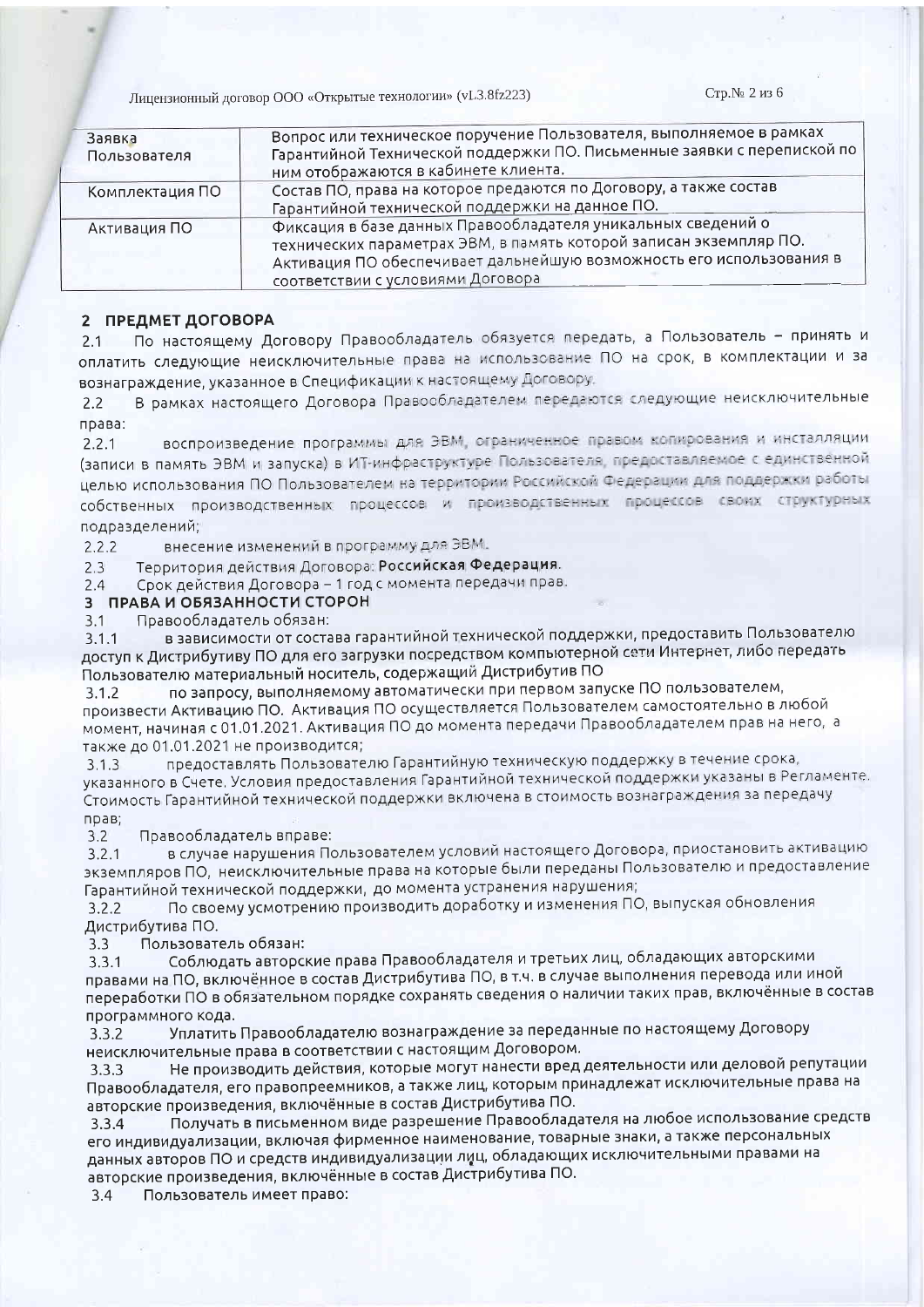| | |
|---|---|
| Заявка Пользователя | Вопрос или техническое поручение Пользователя, выполняемое в рамках Гарантийной Технической поддержки ПО. Письменные заявки с перепиской по ним отображаются в кабинете клиента. |
| Комплектация ПО | Состав ПО, права на которое предаются по Договору, а также состав Гарантийной технической поддержки на данное ПО. |
| Активация ПО | Фиксация в базе данных Правообладателя уникальных сведений о технических параметрах ЭВМ, в память которой записан экземпляр ПО. Активация ПО обеспечивает дальнейшую возможность его использования в соответствии с условиями Договора |

## 2 ПРЕДМЕТ ДОГОВОРА

2.1 По настоящему Договору Правообладатель обязуется передать, а Пользователь – принять и оплатить следующие неисключительные права на использование ПО на срок, в комплектации и за вознаграждение, указанное в Спецификации к настоящему Договору.

2.2 В рамках настоящего Договора Правообладателем передаются следующие неисключительные права:

2.2.1 воспроизведение программы для ЭВМ, ограниченное правом копирования и инсталляции (записи в память ЭВМ и запуска) в ИТ-инфраструктуре Пользователя, предоставляемое с единственной целью использования ПО Пользователем на территории Российской Федерации для поддержки работы собственных производственных процессов и производственных процессов своих структурных подразделений;

2.2.2 внесение изменений в программу для ЭВМ.

2.3 Территория действия Договора: **Российская Федерация**.

2.4 Срок действия Договора – 1 год с момента передачи прав.

## 3 ПРАВА И ОБЯЗАННОСТИ СТОРОН

3.1 Правообладатель обязан:

3.1.1 в зависимости от состава гарантийной технической поддержки, предоставить Пользователю доступ к Дистрибутиву ПО для его загрузки посредством компьютерной сети Интернет, либо передать Пользователю материальный носитель, содержащий Дистрибутив ПО

3.1.2 по запросу, выполняемому автоматически при первом запуске ПО пользователем, произвести Активацию ПО. Активация ПО осуществляется Пользователем самостоятельно в любой момент, начиная с 01.01.2021. Активация ПО до момента передачи Правообладателем прав на него, а также до 01.01.2021 не производится;

3.1.3 предоставлять Пользователю Гарантийную техническую поддержку в течение срока, указанного в Счете. Условия предоставления Гарантийной технической поддержки указаны в Регламенте. Стоимость Гарантийной технической поддержки включена в стоимость вознаграждения за передачу прав;

3.2 Правообладатель вправе:

3.2.1 в случае нарушения Пользователем условий настоящего Договора, приостановить активацию экземпляров ПО, неисключительные права на которые были переданы Пользователю и предоставление Гарантийной технической поддержки, до момента устранения нарушения;

3.2.2 По своему усмотрению производить доработку и изменения ПО, выпуская обновления Дистрибутива ПО.

3.3 Пользователь обязан:

3.3.1 Соблюдать авторские права Правообладателя и третьих лиц, обладающих авторскими правами на ПО, включённое в состав Дистрибутива ПО, в т.ч. в случае выполнения перевода или иной переработки ПО в обязательном порядке сохранять сведения о наличии таких прав, включённые в состав программного кода.

3.3.2 Уплатить Правообладателю вознаграждение за переданные по настоящему Договору неисключительные права в соответствии с настоящим Договором.

3.3.3 Не производить действия, которые могут нанести вред деятельности или деловой репутации Правообладателя, его правопреемников, а также лиц, которым принадлежат исключительные права на авторские произведения, включённые в состав Дистрибутива ПО.

3.3.4 Получать в письменном виде разрешение Правообладателя на любое использование средств его индивидуализации, включая фирменное наименование, товарные знаки, а также персональных данных авторов ПО и средств индивидуализации лиц, обладающих исключительными правами на авторские произведения, включённые в состав Дистрибутива ПО.

3.4 Пользователь имеет право: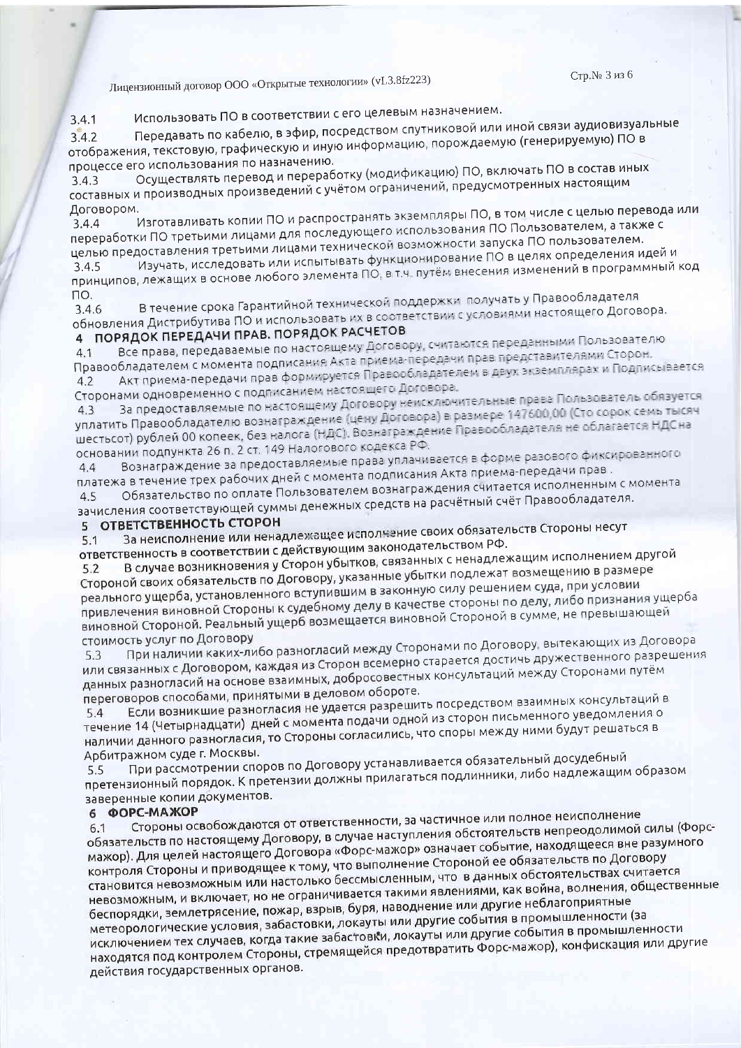3.4.1 Использовать ПО в соответствии с его целевым назначением.

3.4.2 Передавать по кабелю, в эфир, посредством спутниковой или иной связи аудиовизуальные отображения, текстовую, графическую и иную информацию, порождаемую (генерируемую) ПО в процессе его использования по назначению.

3.4.3 Осуществлять перевод и переработку (модификацию) ПО, включать ПО в состав иных составных и производных произведений с учётом ограничений, предусмотренных настоящим Договором.

3.4.4 Изготавливать копии ПО и распространять экземпляры ПО, в том числе с целью перевода или переработки ПО третьими лицами для последующего использования ПО Пользователем, а также с целью предоставления третьими лицами технической возможности запуска ПО пользователем.

3.4.5 Изучать, исследовать или испытывать функционирование ПО в целях определения идей и принципов, лежащих в основе любого элемента ПО, в т.ч. путём внесения изменений в программный код ПО.

3.4.6 В течение срока Гарантийной технической поддержки получать у Правообладателя обновления Дистрибутива ПО и использовать их в соответствии с условиями настоящего Договора.

## 4 ПОРЯДОК ПЕРЕДАЧИ ПРАВ. ПОРЯДОК РАСЧЕТОВ

4.1 Все права, передаваемые по настоящему Договору, считаются переданными Пользователю Правообладателем с момента подписания Акта приема-передачи прав представителями Сторон.

4.2 Акт приема-передачи прав формируется Правообладателем в двух экземплярах и Подписывается Сторонами одновременно с подписанием настоящего Договора.

4.3 За предоставляемые по настоящему Договору неисключительные права Пользователь обязуется уплатить Правообладателю вознаграждение (цену Договора) в размере 147600,00 (Сто сорок семь тысяч шестьсот) рублей 00 копеек, без налога (НДС). Вознаграждение Правообладателя не облагается НДС на основании подпункта 26 п. 2 ст. 149 Налогового кодекса РФ.

4.4 Вознаграждение за предоставляемые права уплачивается в форме разового фиксированного платежа в течение трех рабочих дней с момента подписания Акта приема-передачи прав .

4.5 Обязательство по оплате Пользователем вознаграждения считается исполненным с момента зачисления соответствующей суммы денежных средств на расчётный счёт Правообладателя.

## 5 ОТВЕТСТВЕННОСТЬ СТОРОН

5.1 За неисполнение или ненадлежащее исполнение своих обязательств Стороны несут ответственность в соответствии с действующим законодательством РФ.

5.2 В случае возникновения у Сторон убытков, связанных с ненадлежащим исполнением другой Стороной своих обязательств по Договору, указанные убытки подлежат возмещению в размере реального ущерба, установленного вступившим в законную силу решением суда, при условии привлечения виновной Стороны к судебному делу в качестве стороны по делу, либо признания ущерба виновной Стороной. Реальный ущерб возмещается виновной Стороной в сумме, не превышающей стоимость услуг по Договору

5.3 При наличии каких-либо разногласий между Сторонами по Договору, вытекающих из Договора или связанных с Договором, каждая из Сторон всемерно старается достичь дружественного разрешения данных разногласий на основе взаимных, добросовестных консультаций между Сторонами путём переговоров способами, принятыми в деловом обороте.

5.4 Если возникшие разногласия не удается разрешить посредством взаимных консультаций в течение 14 (Четырнадцати) дней с момента подачи одной из сторон письменного уведомления о наличии данного разногласия, то Стороны согласились, что споры между ними будут решаться в Арбитражном суде г. Москвы.

5.5 При рассмотрении споров по Договору устанавливается обязательный досудебный претензионный порядок. К претензии должны прилагаться подлинники, либо надлежащим образом заверенные копии документов.

## 6 ФОРС-МАЖОР

6.1 Стороны освобождаются от ответственности, за частичное или полное неисполнение обязательств по настоящему Договору, в случае наступления обстоятельств непреодолимой силы (Форс-мажор). Для целей настоящего Договора «Форс-мажор» означает событие, находящееся вне разумного контроля Стороны и приводящее к тому, что выполнение Стороной ее обязательств по Договору становится невозможным или настолько бессмысленным, что в данных обстоятельствах считается невозможным, и включает, но не ограничивается такими явлениями, как война, волнения, общественные беспорядки, землетрясение, пожар, взрыв, буря, наводнение или другие неблагоприятные метеорологические условия, забастовки, локауты или другие события в промышленности (за исключением тех случаев, когда такие забастовки, локауты или другие события в промышленности находятся под контролем Стороны, стремящейся предотвратить Форс-мажор), конфискация или другие действия государственных органов.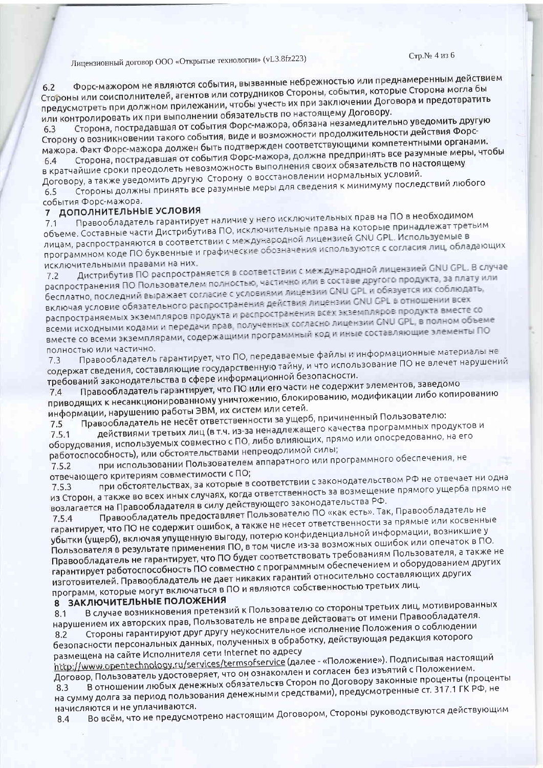6.2 Форс-мажором не являются события, вызванные небрежностью или преднамеренным действием Стороны или соисполнителей, агентов или сотрудников Стороны, события, которые Сторона могла бы предусмотреть при должном прилежании, чтобы учесть их при заключении Договора и предотвратить или контролировать их при выполнении обязательств по настоящему Договору.

6.3 Сторона, пострадавшая от события Форс-мажора, обязана незамедлительно уведомить другую Сторону о возникновении такого события, виде и возможности продолжительности действия Форс-мажора. Факт Форс-мажора должен быть подтвержден соответствующими компетентными органами.

6.4 Сторона, пострадавшая от события Форс-мажора, должна предпринять все разумные меры, чтобы в кратчайшие сроки преодолеть невозможность выполнения своих обязательств по настоящему Договору, а также уведомить другую Сторону о восстановлении нормальных условий.

6.5 Стороны должны принять все разумные меры для сведения к минимуму последствий любого события Форс-мажора.

## 7 ДОПОЛНИТЕЛЬНЫЕ УСЛОВИЯ

7.1 Правообладатель гарантирует наличие у него исключительных прав на ПО в необходимом объеме. Составные части Дистрибутива ПО, исключительные права на которые принадлежат третьим лицам, распространяются в соответствии с международной лицензией GNU GPL. Используемые в программном коде ПО буквенные и графические обозначения используются с согласия лиц, обладающих исключительными правами на них.

7.2 Дистрибутив ПО распространяется в соответствии с международной лицензией GNU GPL. В случае распространения ПО Пользователем полностью, частично или в составе другого продукта, за плату или бесплатно, последний выражает согласие с условиями лицензии GNU GPL и обязуется их соблюдать, включая условие обязательного распространения действия лицензии GNU GPL в отношении всех распространяемых экземпляров продукта и распространения всех экземпляров продукта вместе со всеми исходными кодами и передачи прав, полученных согласно лицензии GNU GPL, в полном объеме вместе со всеми экземплярами, содержащими программный код и иные составляющие элементы ПО полностью или частично.

7.3 Правообладатель гарантирует, что ПО, передаваемые файлы и информационные материалы не содержат сведения, составляющие государственную тайну, и что использование ПО не влечет нарушений требований законодательства в сфере информационной безопасности.

7.4 Правообладатель гарантирует, что ПО или его части не содержит элементов, заведомо приводящих к несанкционированному уничтожению, блокированию, модификации либо копированию информации, нарушению работы ЭВМ, их систем или сетей.

7.5 Правообладатель не несёт ответственности за ущерб, причиненный Пользователю:

7.5.1 действиями третьих лиц (в т.ч. из-за ненадлежащего качества программных продуктов и оборудования, используемых совместно с ПО, либо влияющих, прямо или опосредованно, на его работоспособность), или обстоятельствами непреодолимой силы;

7.5.2 при использовании Пользователем аппаратного или программного обеспечения, не отвечающего критериям совместимости с ПО;

7.5.3 при обстоятельствах, за которые в соответствии с законодательством РФ не отвечает ни одна из Сторон, а также во всех иных случаях, когда ответственность за возмещение прямого ущерба прямо не возлагается на Правообладателя в силу действующего законодательства РФ.

7.5.4 Правообладатель предоставляет Пользователю ПО «как есть». Так, Правообладатель не гарантирует, что ПО не содержит ошибок, а также не несет ответственности за прямые или косвенные убытки (ущерб), включая упущенную выгоду, потерю конфиденциальной информации, возникшие у Пользователя в результате применения ПО, в том числе из-за возможных ошибок или опечаток в ПО. Правообладатель не гарантирует, что ПО будет соответствовать требованиям Пользователя, а также не гарантирует работоспособность ПО совместно с программным обеспечением и оборудованием других изготовителей. Правообладатель не дает никаких гарантий относительно составляющих других программ, которые могут включаться в ПО и являются собственностью третьих лиц.

## 8 ЗАКЛЮЧИТЕЛЬНЫЕ ПОЛОЖЕНИЯ

8.1 В случае возникновения претензий к Пользователю со стороны третьих лиц, мотивированных нарушением их авторских прав, Пользователь не вправе действовать от имени Правообладателя.

8.2 Стороны гарантируют друг другу неукоснительное исполнение Положения о соблюдении безопасности персональных данных, полученных в обработку, действующая редакция которого размещена на сайте Исполнителя сети Internet по адресу http://www.opentechnology.ru/services/termsofservice (далее - «Положение»). Подписывая настоящий Договор, Пользователь удостоверяет, что он ознакомлен и согласен без изъятий с Положением.

8.3 В отношении любых денежных обязательств Сторон по Договору законные проценты (проценты на сумму долга за период пользования денежными средствами), предусмотренные ст. 317.1 ГК РФ, не начисляются и не уплачиваются.

8.4 Во всём, что не предусмотрено настоящим Договором, Стороны руководствуются действующим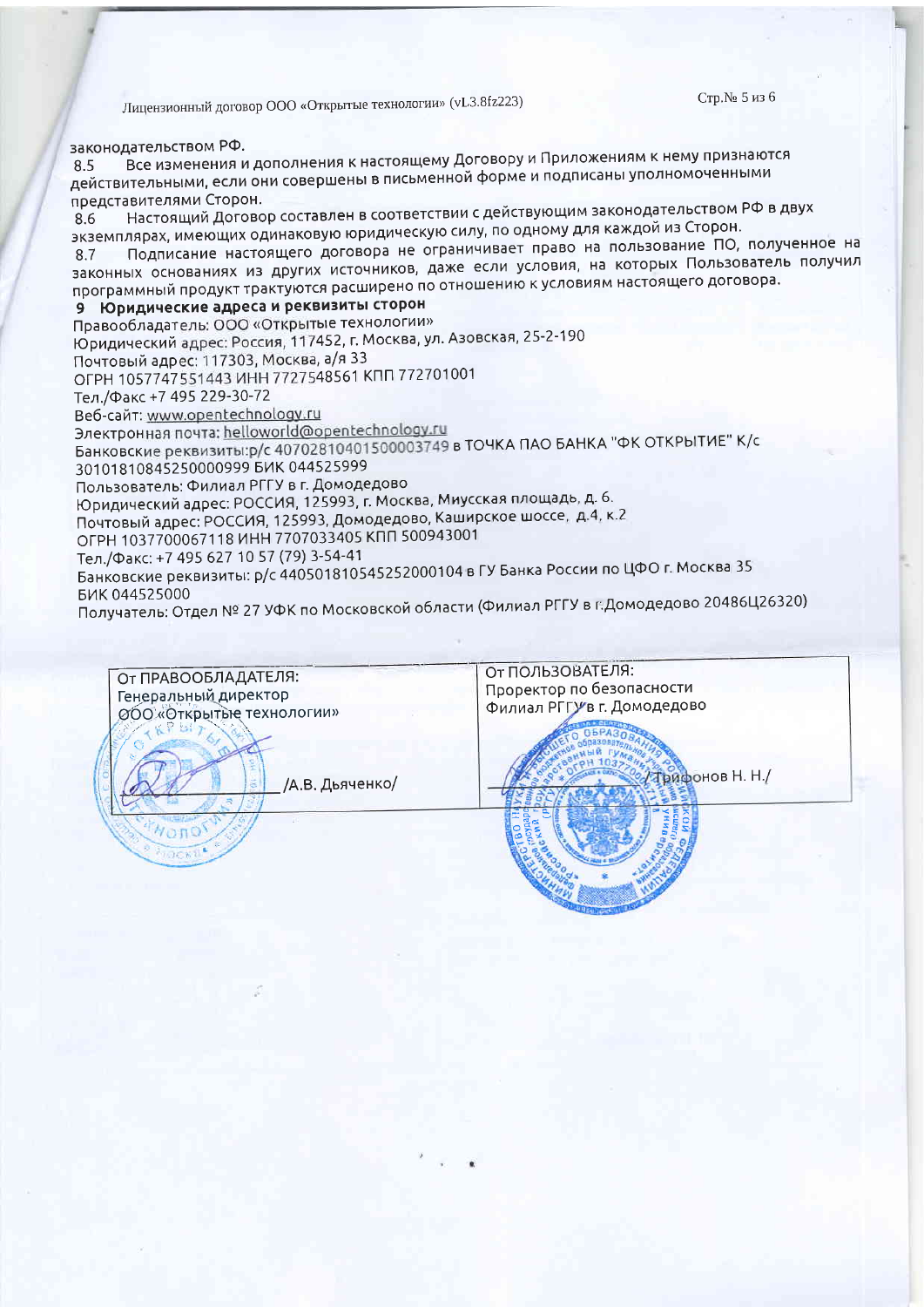законодательством РФ.

8.5 Все изменения и дополнения к настоящему Договору и Приложениям к нему признаются действительными, если они совершены в письменной форме и подписаны уполномоченными представителями Сторон.

8.6 Настоящий Договор составлен в соответствии с действующим законодательством РФ в двух экземплярах, имеющих одинаковую юридическую силу, по одному для каждой из Сторон.

8.7 Подписание настоящего договора не ограничивает право на пользование ПО, полученное на законных основаниях из других источников, даже если условия, на которых Пользователь получил программный продукт трактуются расширено по отношению к условиям настоящего договора.

## 9 Юридические адреса и реквизиты сторон

Правообладатель: ООО «Открытые технологии»
Юридический адрес: Россия, 117452, г. Москва, ул. Азовская, 25-2-190
Почтовый адрес: 117303, Москва, а/я 33
ОГРН 1057747551443 ИНН 7727548561 КПП 772701001
Тел./Факс +7 495 229-30-72
Веб-сайт: www.opentechnology.ru
Электронная почта: helloworld@opentechnology.ru
Банковские реквизиты:р/с 40702810401500003749 в ТОЧКА ПАО БАНКА "ФК ОТКРЫТИЕ" К/с 30101810845250000999 БИК 044525999

Пользователь: Филиал РГГУ в г. Домодедово
Юридический адрес: РОССИЯ, 125993, г. Москва, Миусская площадь, д. 6.
Почтовый адрес: РОССИЯ, 125993, Домодедово, Каширское шоссе, д.4, к.2
ОГРН 1037700067118 ИНН 7707033405 КПП 500943001
Тел./Факс: +7 495 627 10 57 (79) 3-54-41
Банковские реквизиты: р/с 40501810545252000104 в ГУ Банка России по ЦФО г. Москва 35 БИК 044525000
Получатель: Отдел № 27 УФК по Московской области (Филиал РГГУ в г.Домодедово 20486Ц26320)

| От ПРАВООБЛАДАТЕЛЯ: | От ПОЛЬЗОВАТЕЛЯ: |
|---|---|
| Генеральный директор ООО «Открытые технологии» | Проректор по безопасности Филиал РГГУ в г. Домодедово |
| ____________ /А.В. Дьяченко/ | ____________ /Трифонов Н. Н./ |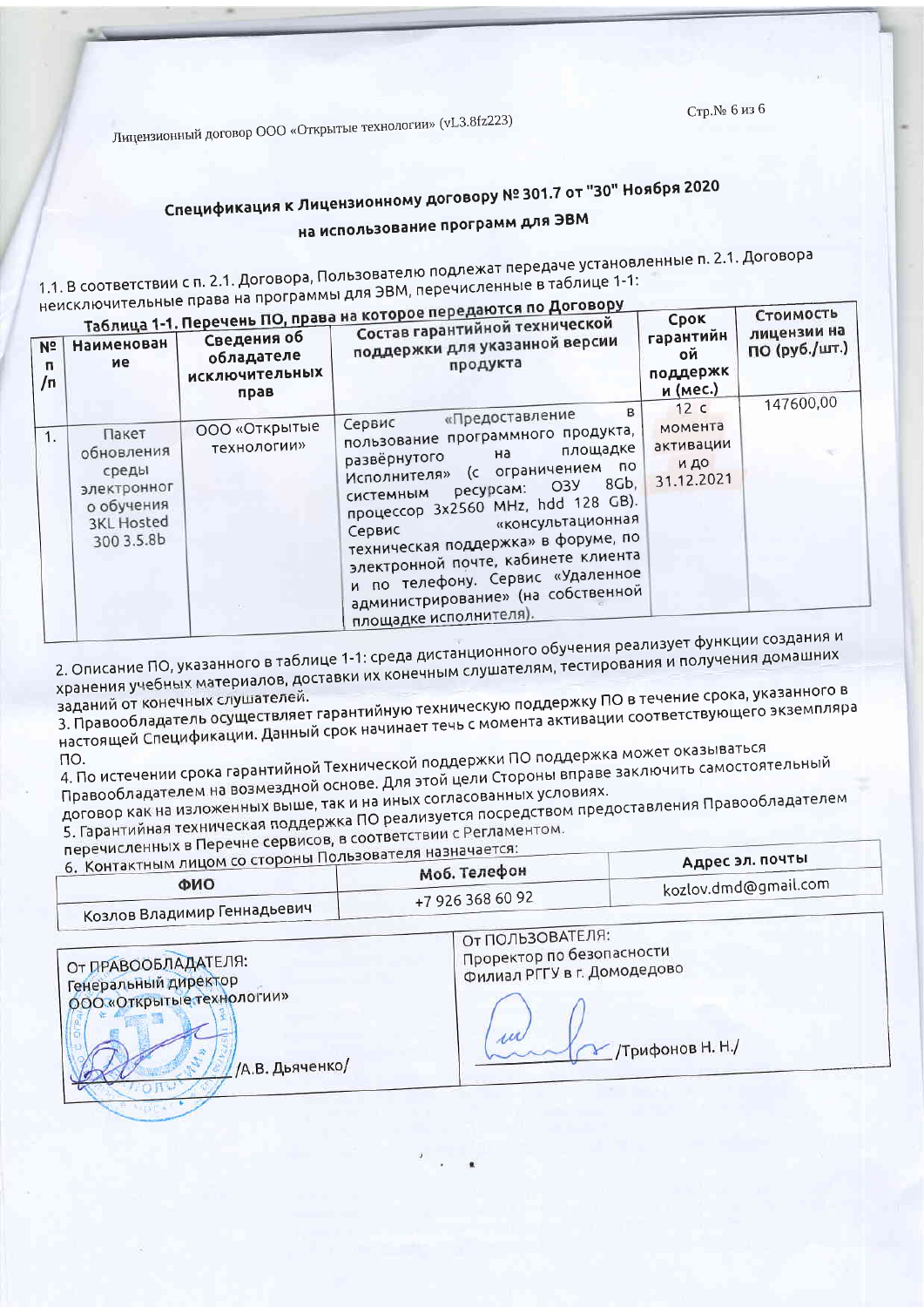## Спецификация к Лицензионному договору № 301.7 от "30" Ноября 2020
### на использование программ для ЭВМ

1.1. В соответствии с п. 2.1. Договора, Пользователю подлежат передаче установленные п. 2.1. Договора неисключительные права на программы для ЭВМ, перечисленные в таблице 1-1:

**Таблица 1-1. Перечень ПО, права на которое передаются по Договору**

| № п/п | Наименование | Сведения об обладателе исключительных прав | Состав гарантийной технической поддержки для указанной версии продукта | Срок гарантийной поддержки (мес.) | Стоимость лицензии на ПО (руб./шт.) |
|---|---|---|---|---|---|
| 1. | Пакет обновления среды электронного обучения 3KL Hosted 300 3.5.8b | ООО «Открытые технологии» | Сервис «Предоставление в пользование программного продукта, развёрнутого на площадке Исполнителя» (с ограничением по системным ресурсам: ОЗУ 8Gb, процессор 3x2560 MHz, hdd 128 GB). Сервис «консультационная техническая поддержка» в форуме, по электронной почте, кабинете клиента и по телефону. Сервис «Удаленное администрирование» (на собственной площадке исполнителя). | 12 с момента активации и до 31.12.2021 | 147600,00 |

2. Описание ПО, указанного в таблице 1-1: среда дистанционного обучения реализует функции создания и хранения учебных материалов, доставки их конечным слушателям, тестирования и получения домашних заданий от конечных слушателей.

3. Правообладатель осуществляет гарантийную техническую поддержку ПО в течение срока, указанного в настоящей Спецификации. Данный срок начинает течь с момента активации соответствующего экземпляра ПО.

4. По истечении срока гарантийной Технической поддержки ПО поддержка может оказываться Правообладателем на возмездной основе. Для этой цели Стороны вправе заключить самостоятельный договор как на изложенных выше, так и на иных согласованных условиях.

5. Гарантийная техническая поддержка ПО реализуется посредством предоставления Правообладателем перечисленных в Перечне сервисов, в соответствии с Регламентом.

6. Контактным лицом со стороны Пользователя назначается:

| ФИО | Моб. Телефон | Адрес эл. почты |
|---|---|---|
| Козлов Владимир Геннадьевич | +7 926 368 60 92 | kozlov.dmd@gmail.com |

| | |
|---|---|
| От ПРАВООБЛАДАТЕЛЯ:<br>Генеральный директор<br>ООО «Открытые технологии»<br><br>_____________ /А.В. Дьяченко/ | От ПОЛЬЗОВАТЕЛЯ:<br>Проректор по безопасности<br>Филиал РГГУ в г. Домодедово<br><br>_____________ /Трифонов Н. Н./ |